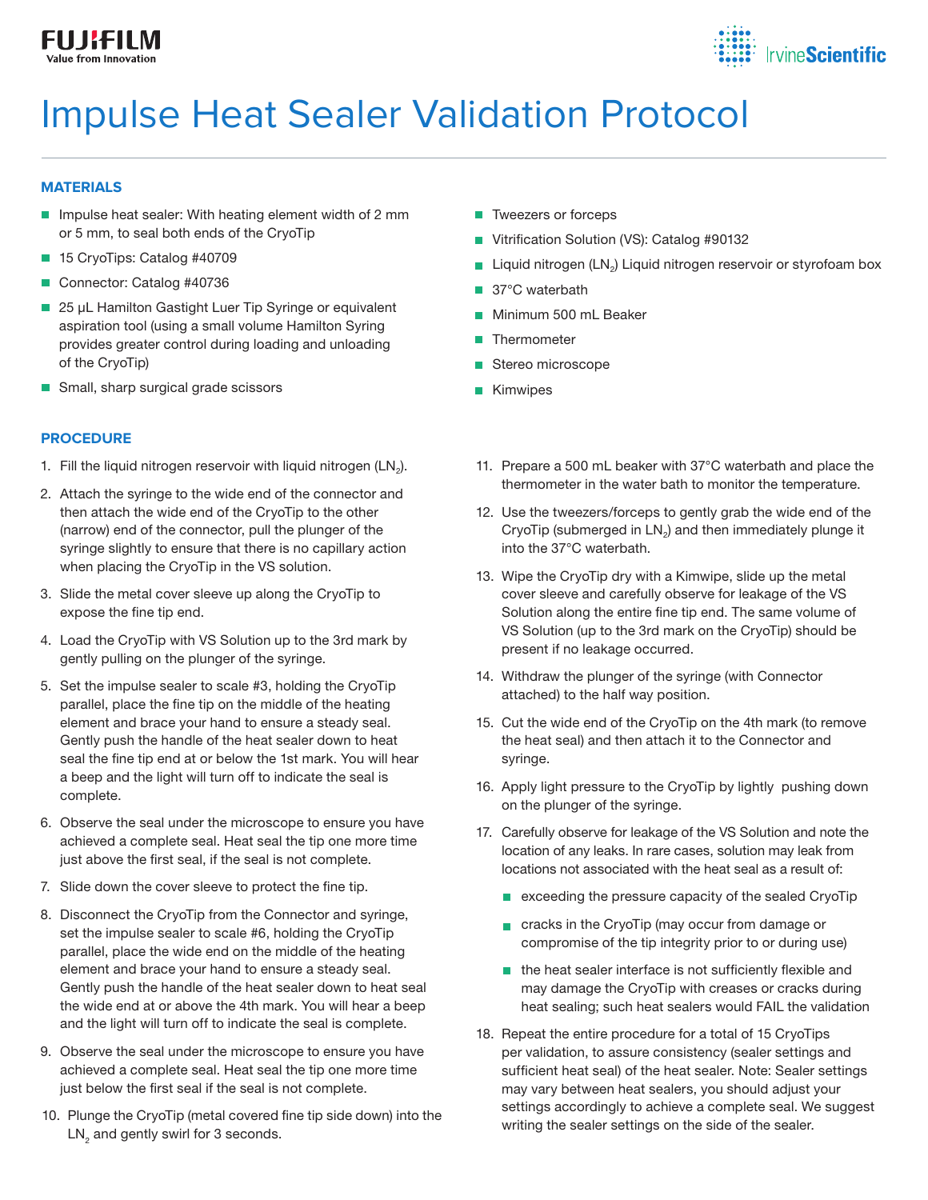# Impulse Heat Sealer Validation Protocol

## MATERIALS

- Impulse heat sealer: With heating element width of 2 mm or 5 mm, to seal both ends of the CryoTip
- 15 CryoTips: Catalog #40709
- Connector: Catalog #40736
- 25 µL Hamilton Gastight Luer Tip Syringe or equivalent aspiration tool (using a small volume Hamilton Syring provides greater control during loading and unloading of the CryoTip)
- Small, sharp surgical grade scissors
- Tweezers or forceps
- Vitrification Solution (VS): Catalog #90132
- Liquid nitrogen ($LN_2$) Liquid nitrogen reservoir or styrofoam box
- 37°C waterbath
- Minimum 500 mL Beaker
- Thermometer
- Stereo microscope
- Kimwipes

## PROCEDURE

1. Fill the liquid nitrogen reservoir with liquid nitrogen ($LN_2$).
2. Attach the syringe to the wide end of the connector and then attach the wide end of the CryoTip to the other (narrow) end of the connector, pull the plunger of the syringe slightly to ensure that there is no capillary action when placing the CryoTip in the VS solution.
3. Slide the metal cover sleeve up along the CryoTip to expose the fine tip end.
4. Load the CryoTip with VS Solution up to the 3rd mark by gently pulling on the plunger of the syringe.
5. Set the impulse sealer to scale #3, holding the CryoTip parallel, place the fine tip on the middle of the heating element and brace your hand to ensure a steady seal. Gently push the handle of the heat sealer down to heat seal the fine tip end at or below the 1st mark. You will hear a beep and the light will turn off to indicate the seal is complete.
6. Observe the seal under the microscope to ensure you have achieved a complete seal. Heat seal the tip one more time just above the first seal, if the seal is not complete.
7. Slide down the cover sleeve to protect the fine tip.
8. Disconnect the CryoTip from the Connector and syringe, set the impulse sealer to scale #6, holding the CryoTip parallel, place the wide end on the middle of the heating element and brace your hand to ensure a steady seal. Gently push the handle of the heat sealer down to heat seal the wide end at or above the 4th mark. You will hear a beep and the light will turn off to indicate the seal is complete.
9. Observe the seal under the microscope to ensure you have achieved a complete seal. Heat seal the tip one more time just below the first seal if the seal is not complete.
10. Plunge the CryoTip (metal covered fine tip side down) into the $LN_2$ and gently swirl for 3 seconds.
11. Prepare a 500 mL beaker with 37°C waterbath and place the thermometer in the water bath to monitor the temperature.
12. Use the tweezers/forceps to gently grab the wide end of the CryoTip (submerged in $LN_2$) and then immediately plunge it into the 37°C waterbath.
13. Wipe the CryoTip dry with a Kimwipe, slide up the metal cover sleeve and carefully observe for leakage of the VS Solution along the entire fine tip end. The same volume of VS Solution (up to the 3rd mark on the CryoTip) should be present if no leakage occurred.
14. Withdraw the plunger of the syringe (with Connector attached) to the half way position.
15. Cut the wide end of the CryoTip on the 4th mark (to remove the heat seal) and then attach it to the Connector and syringe.
16. Apply light pressure to the CryoTip by lightly pushing down on the plunger of the syringe.
17. Carefully observe for leakage of the VS Solution and note the location of any leaks. In rare cases, solution may leak from locations not associated with the heat seal as a result of:
    - exceeding the pressure capacity of the sealed CryoTip
    - cracks in the CryoTip (may occur from damage or compromise of the tip integrity prior to or during use)
    - the heat sealer interface is not sufficiently flexible and may damage the CryoTip with creases or cracks during heat sealing; such heat sealers would FAIL the validation
18. Repeat the entire procedure for a total of 15 CryoTips per validation, to assure consistency (sealer settings and sufficient heat seal) of the heat sealer. Note: Sealer settings may vary between heat sealers, you should adjust your settings accordingly to achieve a complete seal. We suggest writing the sealer settings on the side of the sealer.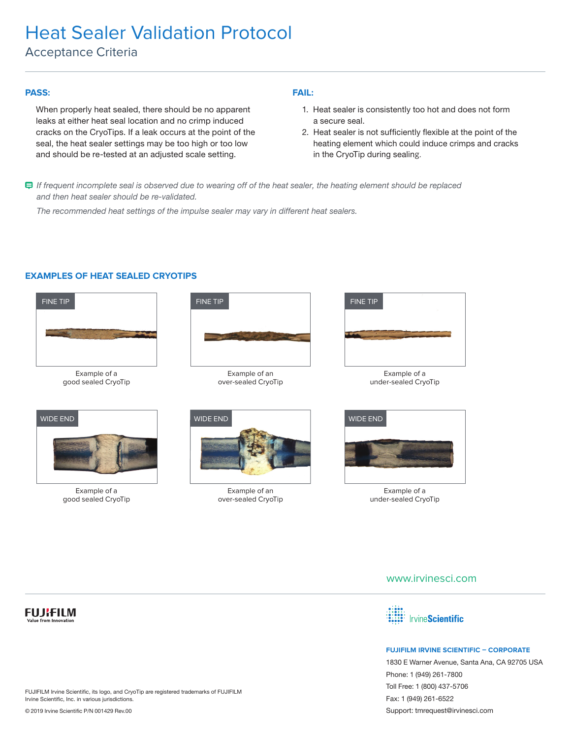# Heat Sealer Validation Protocol

## Acceptance Criteria

**PASS:**

When properly heat sealed, there should be no apparent leaks at either heat seal location and no crimp induced cracks on the CryoTips. If a leak occurs at the point of the seal, the heat sealer settings may be too high or too low and should be re-tested at an adjusted scale setting.

**FAIL:**

1. Heat sealer is consistently too hot and does not form a secure seal.
2. Heat sealer is not sufficiently flexible at the point of the heating element which could induce crimps and cracks in the CryoTip during sealing.

*If frequent incomplete seal is observed due to wearing off of the heat sealer, the heating element should be replaced and then heat sealer should be re-validated.*

*The recommended heat settings of the impulse sealer may vary in different heat sealers.*

### EXAMPLES OF HEAT SEALED CRYOTIPS

FINE TIP

Example of a good sealed CryoTip

FINE TIP

Example of an over-sealed CryoTip

FINE TIP

Example of a under-sealed CryoTip

WIDE END

Example of a good sealed CryoTip

WIDE END

Example of an over-sealed CryoTip

WIDE END

Example of a under-sealed CryoTip

www.irvinesci.com

FUJIFILM Value from Innovation

IrvineScientific

**FUJIFILM IRVINE SCIENTIFIC – CORPORATE**

1830 E Warner Avenue, Santa Ana, CA 92705 USA

Phone: 1 (949) 261-7800

Toll Free: 1 (800) 437-5706

Fax: 1 (949) 261-6522

Support: tmrequest@irvinesci.com

FUJIFILM Irvine Scientific, its logo, and CryoTip are registered trademarks of FUJIFILM Irvine Scientific, Inc. in various jurisdictions.

© 2019 Irvine Scientific P/N 001429 Rev.00